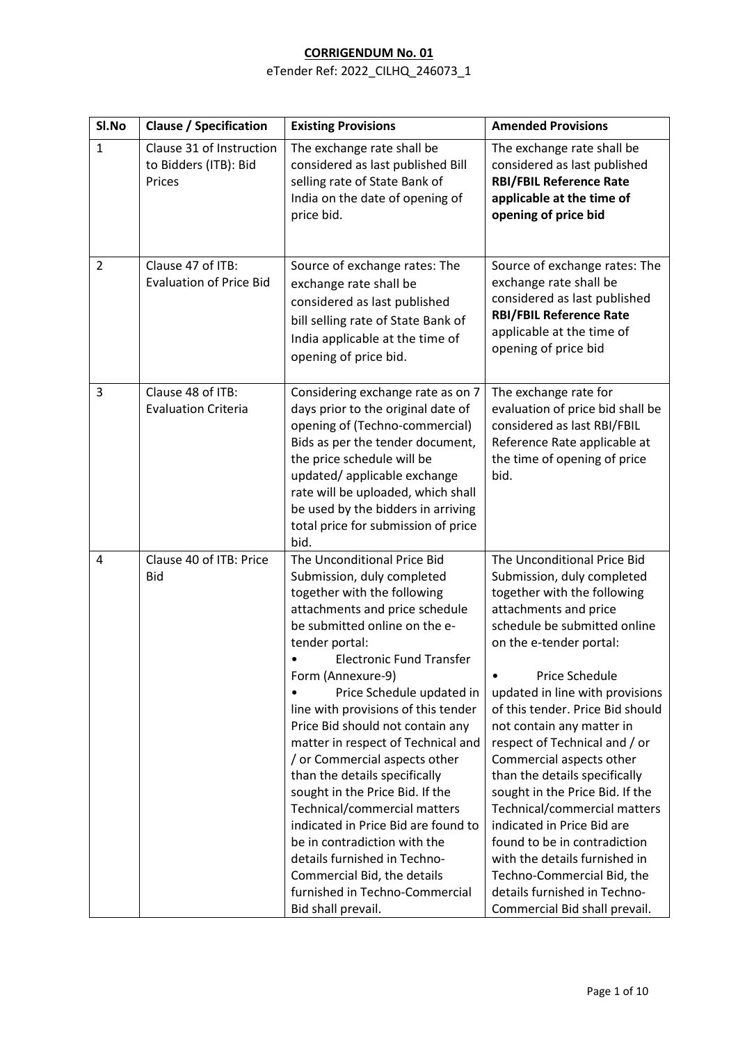**CORRIDENDUM No. 01**

eTender Ref: 2022_CILHQ_246073_1

| Sl.No | Clause / Specification | Existing Provisions | Amended Provisions |
|---|---|---|---|
| 1 | Clause 31 of Instruction to Bidders (ITB): Bid Prices | The exchange rate shall be considered as last published Bill selling rate of State Bank of India on the date of opening of price bid. | The exchange rate shall be considered as last published **RBI/FBIL Reference Rate applicable at the time of opening of price bid** |
| 2 | Clause 47 of ITB: Evaluation of Price Bid | Source of exchange rates: The exchange rate shall be considered as last published bill selling rate of State Bank of India applicable at the time of opening of price bid. | Source of exchange rates: The exchange rate shall be considered as last published **RBI/FBIL Reference Rate** applicable at the time of opening of price bid |
| 3 | Clause 48 of ITB: Evaluation Criteria | Considering exchange rate as on 7 days prior to the original date of opening of (Techno-commercial) Bids as per the tender document, the price schedule will be updated/ applicable exchange rate will be uploaded, which shall be used by the bidders in arriving total price for submission of price bid. | The exchange rate for evaluation of price bid shall be considered as last RBI/FBIL Reference Rate applicable at the time of opening of price bid. |
| 4 | Clause 40 of ITB: Price Bid | The Unconditional Price Bid Submission, duly completed together with the following attachments and price schedule be submitted online on the e-tender portal: <br>• Electronic Fund Transfer Form (Annexure-9) <br>• Price Schedule updated in line with provisions of this tender Price Bid should not contain any matter in respect of Technical and / or Commercial aspects other than the details specifically sought in the Price Bid. If the Technical/commercial matters indicated in Price Bid are found to be in contradiction with the details furnished in Techno-Commercial Bid, the details furnished in Techno-Commercial Bid shall prevail. | The Unconditional Price Bid Submission, duly completed together with the following attachments and price schedule be submitted online on the e-tender portal: <br>• Price Schedule updated in line with provisions of this tender. Price Bid should not contain any matter in respect of Technical and / or Commercial aspects other than the details specifically sought in the Price Bid. If the Technical/commercial matters indicated in Price Bid are found to be in contradiction with the details furnished in Techno-Commercial Bid, the details furnished in Techno-Commercial Bid shall prevail. |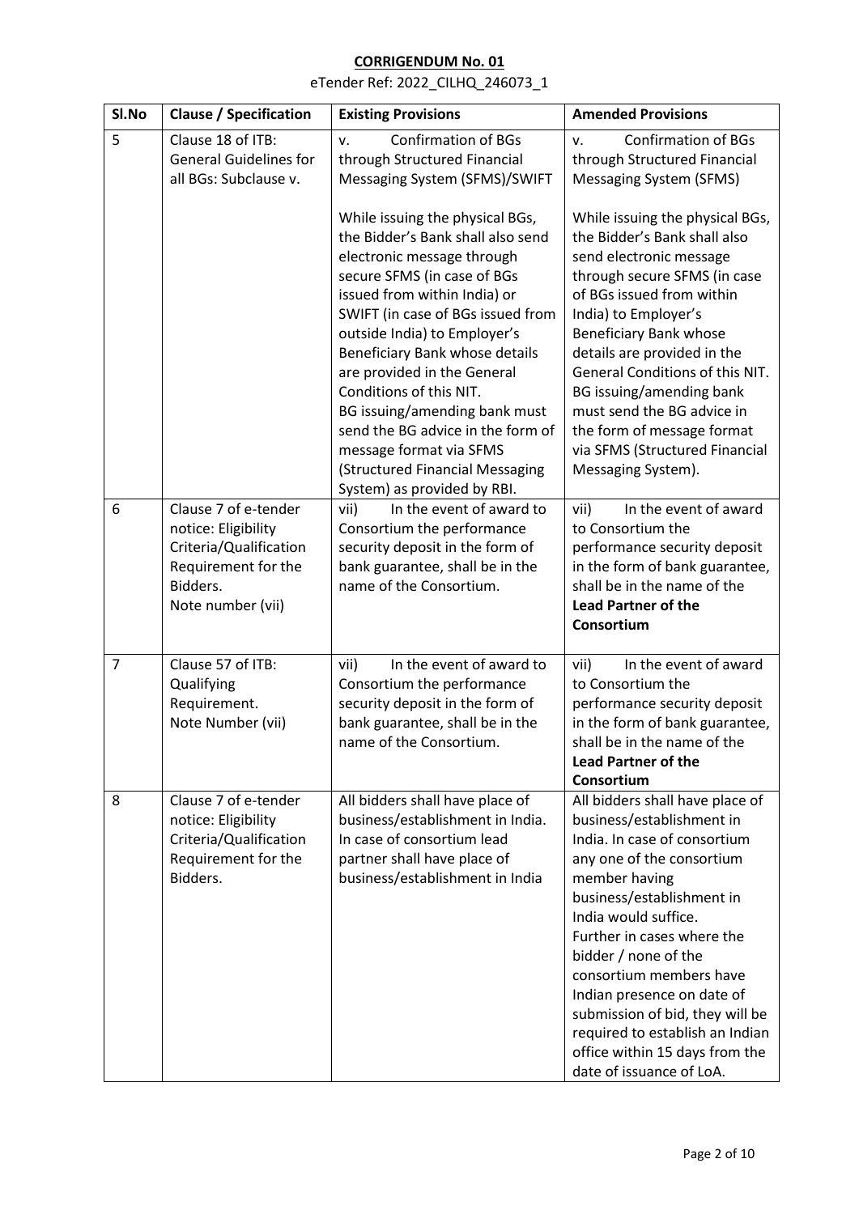**CORRIGENDUM No. 01**

eTender Ref: 2022_CILHQ_246073_1

| Sl.No | Clause / Specification | Existing Provisions | Amended Provisions |
|---|---|---|---|
| 5 | Clause 18 of ITB: General Guidelines for all BGs: Subclause v. | v. Confirmation of BGs through Structured Financial Messaging System (SFMS)/SWIFT<br><br>While issuing the physical BGs, the Bidder's Bank shall also send electronic message through secure SFMS (in case of BGs issued from within India) or SWIFT (in case of BGs issued from outside India) to Employer's Beneficiary Bank whose details are provided in the General Conditions of this NIT.<br>BG issuing/amending bank must send the BG advice in the form of message format via SFMS (Structured Financial Messaging System) as provided by RBI. | v. Confirmation of BGs through Structured Financial Messaging System (SFMS)<br><br>While issuing the physical BGs, the Bidder's Bank shall also send electronic message through secure SFMS (in case of BGs issued from within India) to Employer's Beneficiary Bank whose details are provided in the General Conditions of this NIT.<br>BG issuing/amending bank must send the BG advice in the form of message format via SFMS (Structured Financial Messaging System). |
| 6 | Clause 7 of e-tender notice: Eligibility Criteria/Qualification Requirement for the Bidders.<br>Note number (vii) | vii) In the event of award to Consortium the performance security deposit in the form of bank guarantee, shall be in the name of the Consortium. | vii) In the event of award to Consortium the performance security deposit in the form of bank guarantee, shall be in the name of the **Lead Partner of the Consortium** |
| 7 | Clause 57 of ITB: Qualifying Requirement.<br>Note Number (vii) | vii) In the event of award to Consortium the performance security deposit in the form of bank guarantee, shall be in the name of the Consortium. | vii) In the event of award to Consortium the performance security deposit in the form of bank guarantee, shall be in the name of the **Lead Partner of the Consortium** |
| 8 | Clause 7 of e-tender notice: Eligibility Criteria/Qualification Requirement for the Bidders. | All bidders shall have place of business/establishment in India. In case of consortium lead partner shall have place of business/establishment in India | All bidders shall have place of business/establishment in India. In case of consortium any one of the consortium member having business/establishment in India would suffice.<br>Further in cases where the bidder / none of the consortium members have Indian presence on date of submission of bid, they will be required to establish an Indian office within 15 days from the date of issuance of LoA. |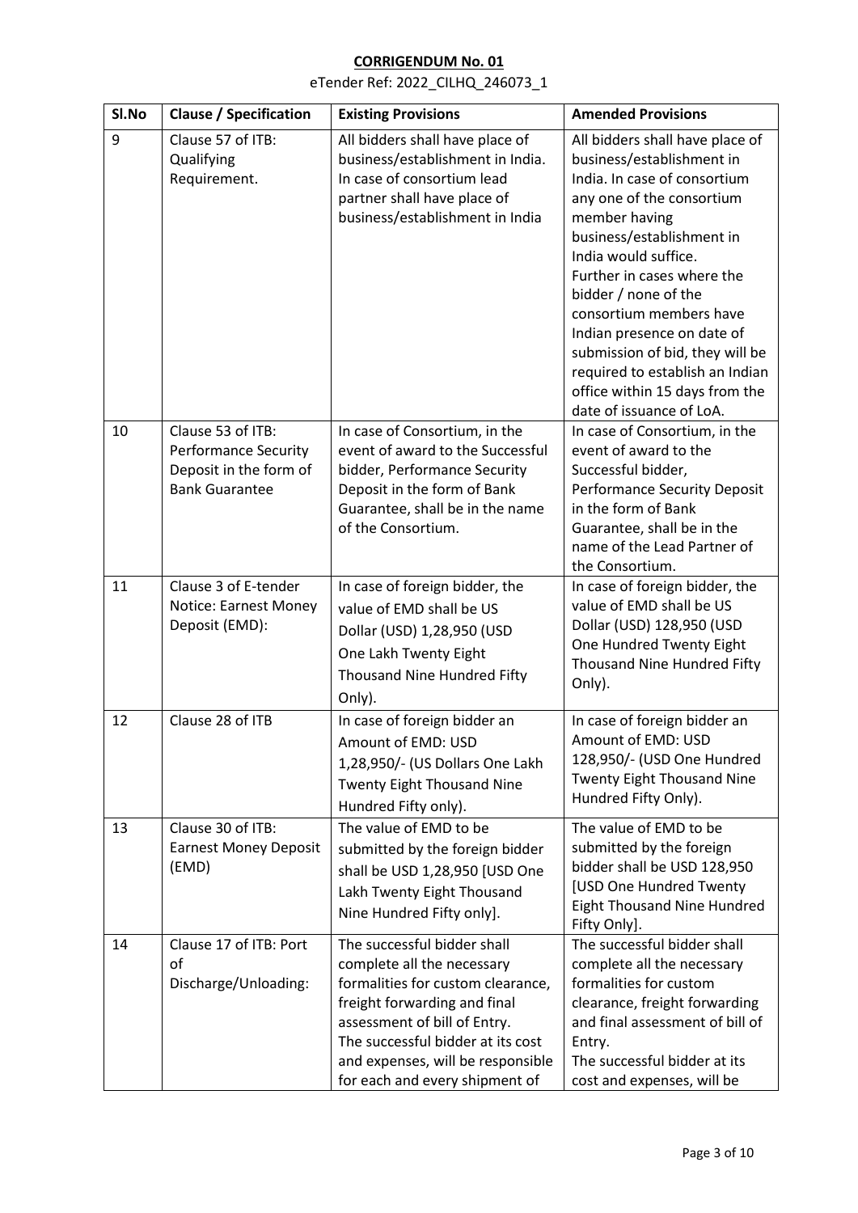**CORRIGENDUM No. 01**

eTender Ref: 2022_CILHQ_246073_1

| Sl.No | Clause / Specification | Existing Provisions | Amended Provisions |
|---|---|---|---|
| 9 | Clause 57 of ITB: Qualifying Requirement. | All bidders shall have place of business/establishment in India. In case of consortium lead partner shall have place of business/establishment in India | All bidders shall have place of business/establishment in India. In case of consortium any one of the consortium member having business/establishment in India would suffice. Further in cases where the bidder / none of the consortium members have Indian presence on date of submission of bid, they will be required to establish an Indian office within 15 days from the date of issuance of LoA. |
| 10 | Clause 53 of ITB: Performance Security Deposit in the form of Bank Guarantee | In case of Consortium, in the event of award to the Successful bidder, Performance Security Deposit in the form of Bank Guarantee, shall be in the name of the Consortium. | In case of Consortium, in the event of award to the Successful bidder, Performance Security Deposit in the form of Bank Guarantee, shall be in the name of the Lead Partner of the Consortium. |
| 11 | Clause 3 of E-tender Notice: Earnest Money Deposit (EMD): | In case of foreign bidder, the value of EMD shall be US Dollar (USD) 1,28,950 (USD One Lakh Twenty Eight Thousand Nine Hundred Fifty Only). | In case of foreign bidder, the value of EMD shall be US Dollar (USD) 128,950 (USD One Hundred Twenty Eight Thousand Nine Hundred Fifty Only). |
| 12 | Clause 28 of ITB | In case of foreign bidder an Amount of EMD: USD 1,28,950/- (US Dollars One Lakh Twenty Eight Thousand Nine Hundred Fifty only). | In case of foreign bidder an Amount of EMD: USD 128,950/- (USD One Hundred Twenty Eight Thousand Nine Hundred Fifty Only). |
| 13 | Clause 30 of ITB: Earnest Money Deposit (EMD) | The value of EMD to be submitted by the foreign bidder shall be USD 1,28,950 [USD One Lakh Twenty Eight Thousand Nine Hundred Fifty only]. | The value of EMD to be submitted by the foreign bidder shall be USD 128,950 [USD One Hundred Twenty Eight Thousand Nine Hundred Fifty Only]. |
| 14 | Clause 17 of ITB: Port of Discharge/Unloading: | The successful bidder shall complete all the necessary formalities for custom clearance, freight forwarding and final assessment of bill of Entry. The successful bidder at its cost and expenses, will be responsible for each and every shipment of | The successful bidder shall complete all the necessary formalities for custom clearance, freight forwarding and final assessment of bill of Entry. The successful bidder at its cost and expenses, will be |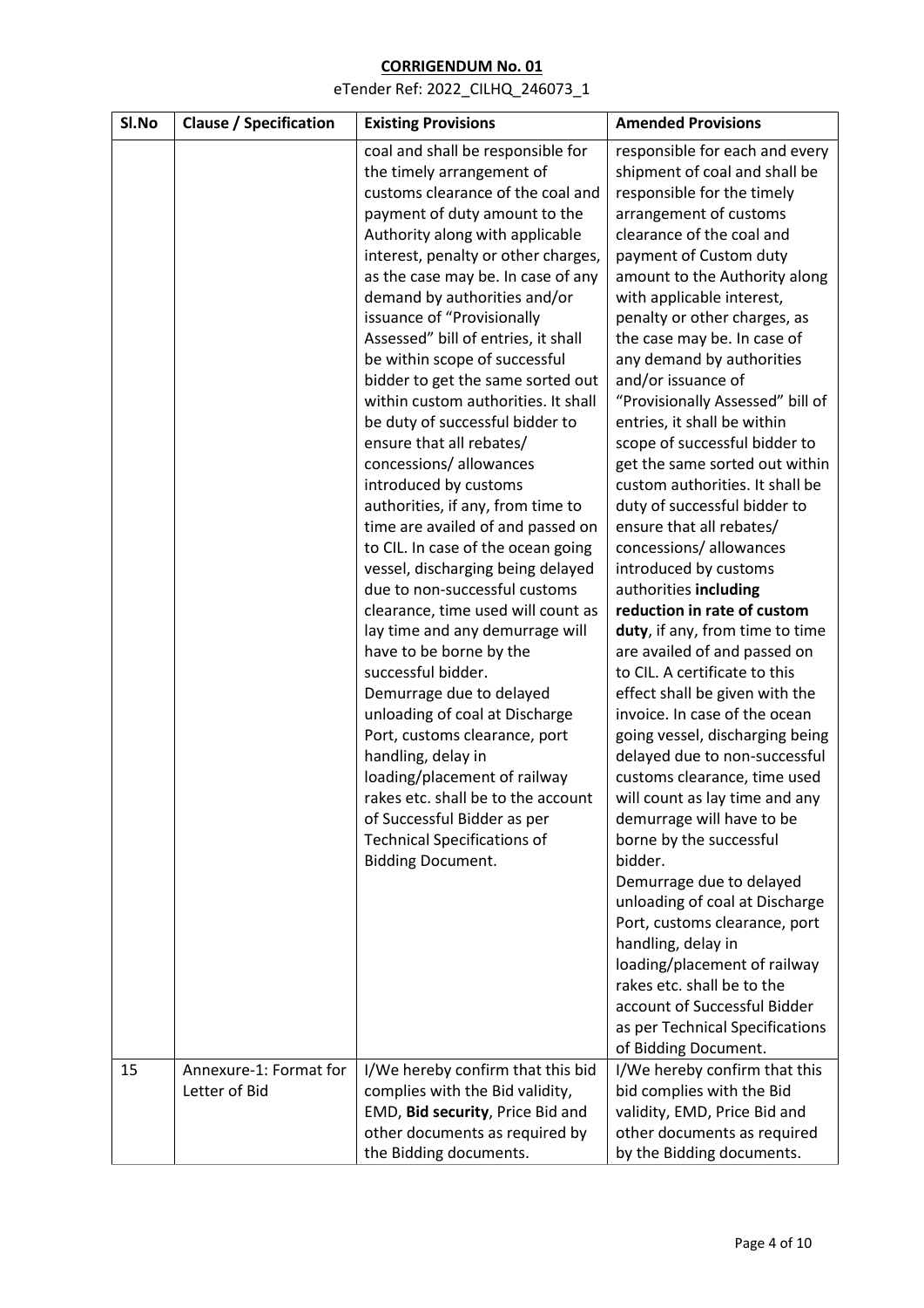**CORRIGENDUM No. 01**

eTender Ref: 2022_CILHQ_246073_1

| Sl.No | Clause / Specification | Existing Provisions | Amended Provisions |
|---|---|---|---|
| | | coal and shall be responsible for the timely arrangement of customs clearance of the coal and payment of duty amount to the Authority along with applicable interest, penalty or other charges, as the case may be. In case of any demand by authorities and/or issuance of "Provisionally Assessed" bill of entries, it shall be within scope of successful bidder to get the same sorted out within custom authorities. It shall be duty of successful bidder to ensure that all rebates/ concessions/ allowances introduced by customs authorities, if any, from time to time are availed of and passed on to CIL. In case of the ocean going vessel, discharging being delayed due to non-successful customs clearance, time used will count as lay time and any demurrage will have to be borne by the successful bidder.<br>Demurrage due to delayed unloading of coal at Discharge Port, customs clearance, port handling, delay in loading/placement of railway rakes etc. shall be to the account of Successful Bidder as per Technical Specifications of Bidding Document. | responsible for each and every shipment of coal and shall be responsible for the timely arrangement of customs clearance of the coal and payment of Custom duty amount to the Authority along with applicable interest, penalty or other charges, as the case may be. In case of any demand by authorities and/or issuance of "Provisionally Assessed" bill of entries, it shall be within scope of successful bidder to get the same sorted out within custom authorities. It shall be duty of successful bidder to ensure that all rebates/ concessions/ allowances introduced by customs authorities **including reduction in rate of custom duty**, if any, from time to time are availed of and passed on to CIL. A certificate to this effect shall be given with the invoice. In case of the ocean going vessel, discharging being delayed due to non-successful customs clearance, time used will count as lay time and any demurrage will have to be borne by the successful bidder.<br>Demurrage due to delayed unloading of coal at Discharge Port, customs clearance, port handling, delay in loading/placement of railway rakes etc. shall be to the account of Successful Bidder as per Technical Specifications of Bidding Document. |
| 15 | Annexure-1: Format for Letter of Bid | I/We hereby confirm that this bid complies with the Bid validity, EMD, **Bid security**, Price Bid and other documents as required by the Bidding documents. | I/We hereby confirm that this bid complies with the Bid validity, EMD, Price Bid and other documents as required by the Bidding documents. |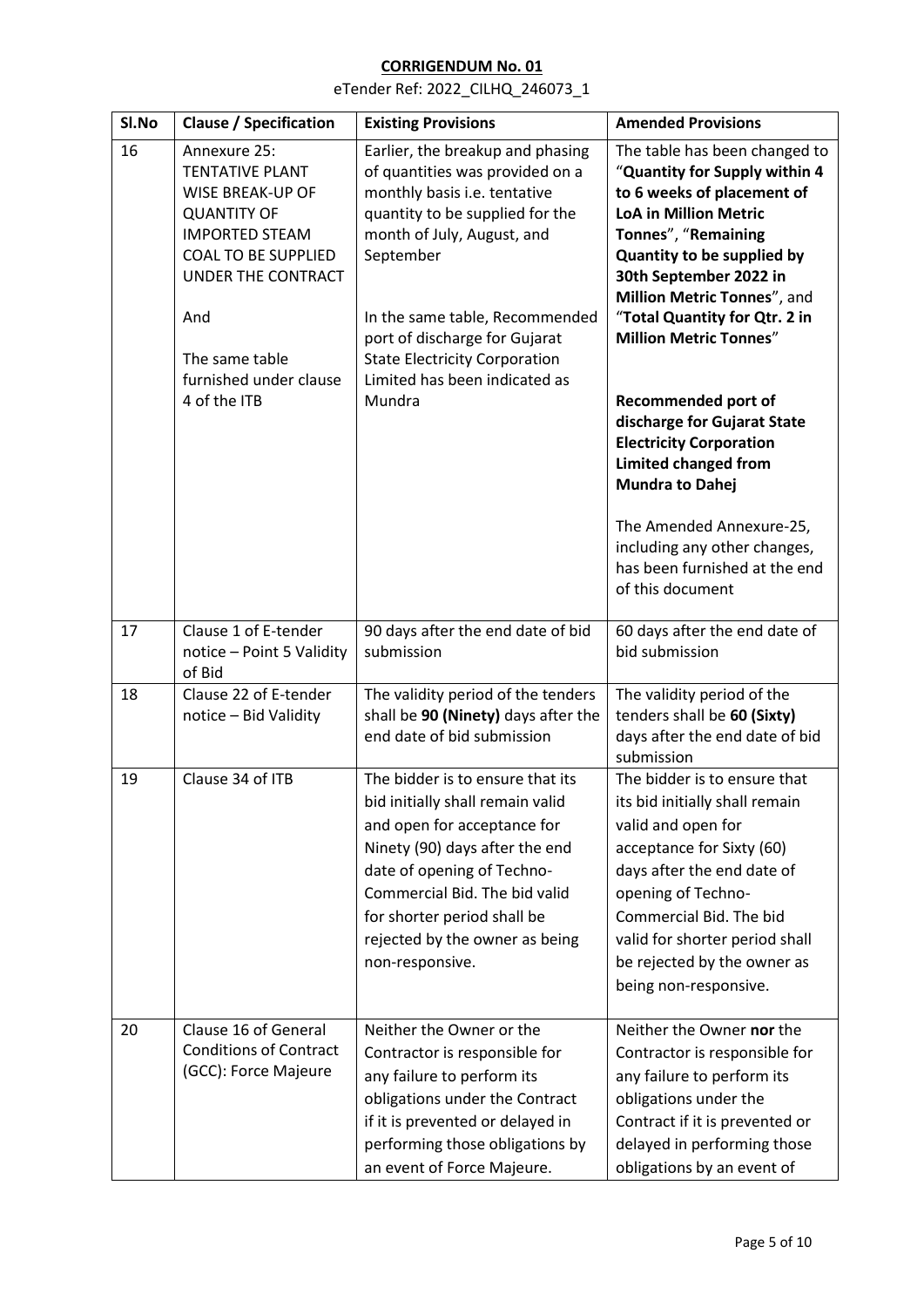## CORRIGENDUM No. 01

eTender Ref: 2022_CILHQ_246073_1

| Sl.No | Clause / Specification | Existing Provisions | Amended Provisions |
|---|---|---|---|
| 16 | Annexure 25: TENTATIVE PLANT WISE BREAK-UP OF QUANTITY OF IMPORTED STEAM COAL TO BE SUPPLIED UNDER THE CONTRACT<br><br>And<br><br>The same table furnished under clause 4 of the ITB | Earlier, the breakup and phasing of quantities was provided on a monthly basis i.e. tentative quantity to be supplied for the month of July, August, and September<br><br>In the same table, Recommended port of discharge for Gujarat State Electricity Corporation Limited has been indicated as Mundra | The table has been changed to "**Quantity for Supply within 4 to 6 weeks of placement of LoA in Million Metric Tonnes**", "**Remaining Quantity to be supplied by 30th September 2022 in Million Metric Tonnes**", and "**Total Quantity for Qtr. 2 in Million Metric Tonnes**"<br><br>**Recommended port of discharge for Gujarat State Electricity Corporation Limited changed from Mundra to Dahej**<br><br>The Amended Annexure-25, including any other changes, has been furnished at the end of this document |
| 17 | Clause 1 of E-tender notice – Point 5 Validity of Bid | 90 days after the end date of bid submission | 60 days after the end date of bid submission |
| 18 | Clause 22 of E-tender notice – Bid Validity | The validity period of the tenders shall be **90 (Ninety)** days after the end date of bid submission | The validity period of the tenders shall be **60 (Sixty)** days after the end date of bid submission |
| 19 | Clause 34 of ITB | The bidder is to ensure that its bid initially shall remain valid and open for acceptance for Ninety (90) days after the end date of opening of Techno-Commercial Bid. The bid valid for shorter period shall be rejected by the owner as being non-responsive. | The bidder is to ensure that its bid initially shall remain valid and open for acceptance for Sixty (60) days after the end date of opening of Techno-Commercial Bid. The bid valid for shorter period shall be rejected by the owner as being non-responsive. |
| 20 | Clause 16 of General Conditions of Contract (GCC): Force Majeure | Neither the Owner or the Contractor is responsible for any failure to perform its obligations under the Contract if it is prevented or delayed in performing those obligations by an event of Force Majeure. | Neither the Owner **nor** the Contractor is responsible for any failure to perform its obligations under the Contract if it is prevented or delayed in performing those obligations by an event of |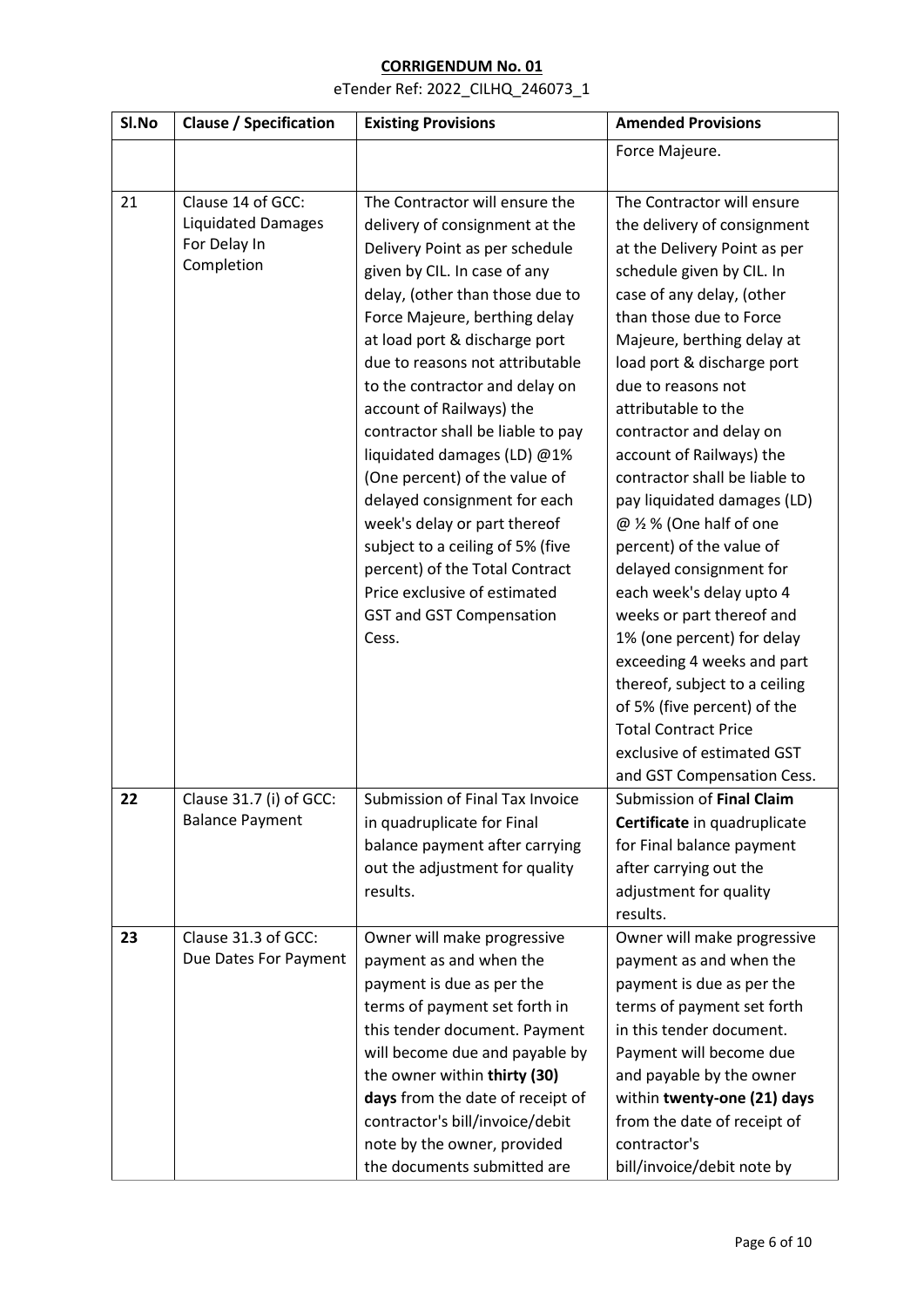# CORRIGENDUM No. 01

eTender Ref: 2022_CILHQ_246073_1

| Sl.No | Clause / Specification | Existing Provisions | Amended Provisions |
|---|---|---|---|
| | | | Force Majeure. |
| 21 | Clause 14 of GCC: Liquidated Damages For Delay In Completion | The Contractor will ensure the delivery of consignment at the Delivery Point as per schedule given by CIL. In case of any delay, (other than those due to Force Majeure, berthing delay at load port & discharge port due to reasons not attributable to the contractor and delay on account of Railways) the contractor shall be liable to pay liquidated damages (LD) @1% (One percent) of the value of delayed consignment for each week's delay or part thereof subject to a ceiling of 5% (five percent) of the Total Contract Price exclusive of estimated GST and GST Compensation Cess. | The Contractor will ensure the delivery of consignment at the Delivery Point as per schedule given by CIL. In case of any delay, (other than those due to Force Majeure, berthing delay at load port & discharge port due to reasons not attributable to the contractor and delay on account of Railways) the contractor shall be liable to pay liquidated damages (LD) @ ½ % (One half of one percent) of the value of delayed consignment for each week's delay upto 4 weeks or part thereof and 1% (one percent) for delay exceeding 4 weeks and part thereof, subject to a ceiling of 5% (five percent) of the Total Contract Price exclusive of estimated GST and GST Compensation Cess. |
| **22** | Clause 31.7 (i) of GCC: Balance Payment | Submission of Final Tax Invoice in quadruplicate for Final balance payment after carrying out the adjustment for quality results. | Submission of **Final Claim Certificate** in quadruplicate for Final balance payment after carrying out the adjustment for quality results. |
| **23** | Clause 31.3 of GCC: Due Dates For Payment | Owner will make progressive payment as and when the payment is due as per the terms of payment set forth in this tender document. Payment will become due and payable by the owner within **thirty (30) days** from the date of receipt of contractor's bill/invoice/debit note by the owner, provided the documents submitted are | Owner will make progressive payment as and when the payment is due as per the terms of payment set forth in this tender document. Payment will become due and payable by the owner within **twenty-one (21) days** from the date of receipt of contractor's bill/invoice/debit note by |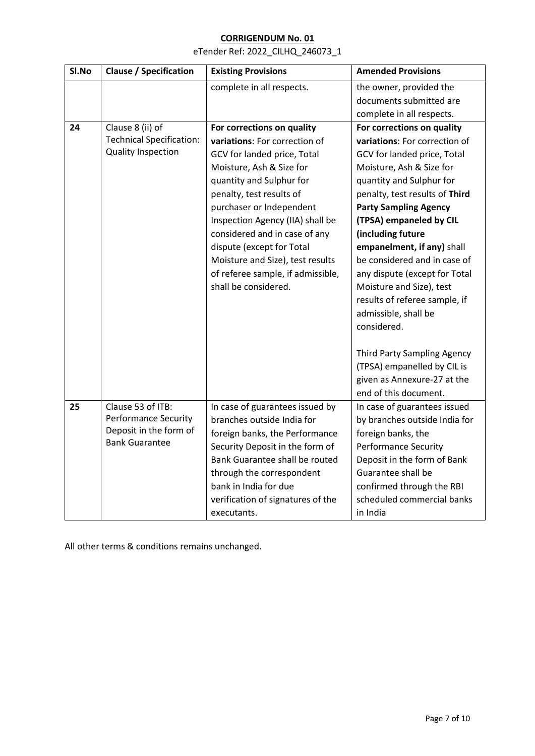**CORRIDENDUM No. 01**

eTender Ref: 2022_CILHQ_246073_1

| Sl.No | Clause / Specification | Existing Provisions | Amended Provisions |
|---|---|---|---|
| | | complete in all respects. | the owner, provided the documents submitted are complete in all respects. |
| **24** | Clause 8 (ii) of Technical Specification: Quality Inspection | **For corrections on quality variations**: For correction of GCV for landed price, Total Moisture, Ash & Size for quantity and Sulphur for penalty, test results of purchaser or Independent Inspection Agency (IIA) shall be considered and in case of any dispute (except for Total Moisture and Size), test results of referee sample, if admissible, shall be considered. | **For corrections on quality variations**: For correction of GCV for landed price, Total Moisture, Ash & Size for quantity and Sulphur for penalty, test results of **Third Party Sampling Agency (TPSA) empaneled by CIL (including future empanelment, if any)** shall be considered and in case of any dispute (except for Total Moisture and Size), test results of referee sample, if admissible, shall be considered.<br><br>Third Party Sampling Agency (TPSA) empanelled by CIL is given as Annexure-27 at the end of this document. |
| **25** | Clause 53 of ITB: Performance Security Deposit in the form of Bank Guarantee | In case of guarantees issued by branches outside India for foreign banks, the Performance Security Deposit in the form of Bank Guarantee shall be routed through the correspondent bank in India for due verification of signatures of the executants. | In case of guarantees issued by branches outside India for foreign banks, the Performance Security Deposit in the form of Bank Guarantee shall be confirmed through the RBI scheduled commercial banks in India |

All other terms & conditions remains unchanged.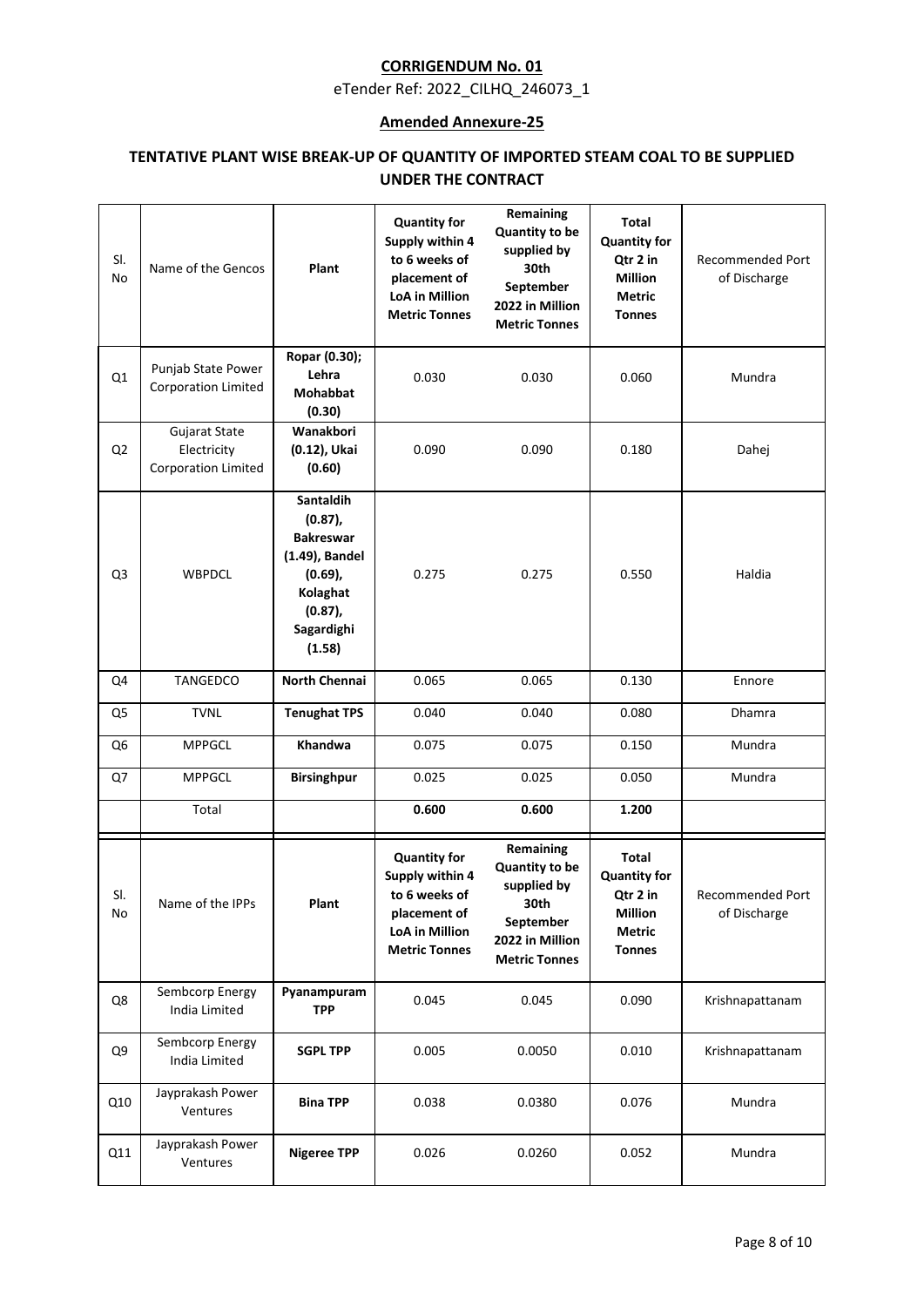**CORRIGENDUM No. 01**

eTender Ref: 2022_CILHQ_246073_1

**Amended Annexure-25**

## TENTATIVE PLANT WISE BREAK-UP OF QUANTITY OF IMPORTED STEAM COAL TO BE SUPPLIED UNDER THE CONTRACT

| Sl. No | Name of the Gencos | Plant | Quantity for Supply within 4 to 6 weeks of placement of LoA in Million Metric Tonnes | Remaining Quantity to be supplied by 30th September 2022 in Million Metric Tonnes | Total Quantity for Qtr 2 in Million Metric Tonnes | Recommended Port of Discharge |
|---|---|---|---|---|---|---|
| Q1 | Punjab State Power Corporation Limited | **Ropar (0.30); Lehra Mohabbat (0.30)** | 0.030 | 0.030 | 0.060 | Mundra |
| Q2 | Gujarat State Electricity Corporation Limited | **Wanakbori (0.12), Ukai (0.60)** | 0.090 | 0.090 | 0.180 | Dahej |
| Q3 | WBPDCL | **Santaldih (0.87), Bakreswar (1.49), Bandel (0.69), Kolaghat (0.87), Sagardighi (1.58)** | 0.275 | 0.275 | 0.550 | Haldia |
| Q4 | TANGEDCO | **North Chennai** | 0.065 | 0.065 | 0.130 | Ennore |
| Q5 | TVNL | **Tenughat TPS** | 0.040 | 0.040 | 0.080 | Dhamra |
| Q6 | MPPGCL | **Khandwa** | 0.075 | 0.075 | 0.150 | Mundra |
| Q7 | MPPGCL | **Birsinghpur** | 0.025 | 0.025 | 0.050 | Mundra |
| | Total | | **0.600** | **0.600** | **1.200** | |

| Sl. No | Name of the IPPs | Plant | Quantity for Supply within 4 to 6 weeks of placement of LoA in Million Metric Tonnes | Remaining Quantity to be supplied by 30th September 2022 in Million Metric Tonnes | Total Quantity for Qtr 2 in Million Metric Tonnes | Recommended Port of Discharge |
|---|---|---|---|---|---|---|
| Q8 | Sembcorp Energy India Limited | **Pyanampuram TPP** | 0.045 | 0.045 | 0.090 | Krishnapattanam |
| Q9 | Sembcorp Energy India Limited | **SGPL TPP** | 0.005 | 0.0050 | 0.010 | Krishnapattanam |
| Q10 | Jayprakash Power Ventures | **Bina TPP** | 0.038 | 0.0380 | 0.076 | Mundra |
| Q11 | Jayprakash Power Ventures | **Nigeree TPP** | 0.026 | 0.0260 | 0.052 | Mundra |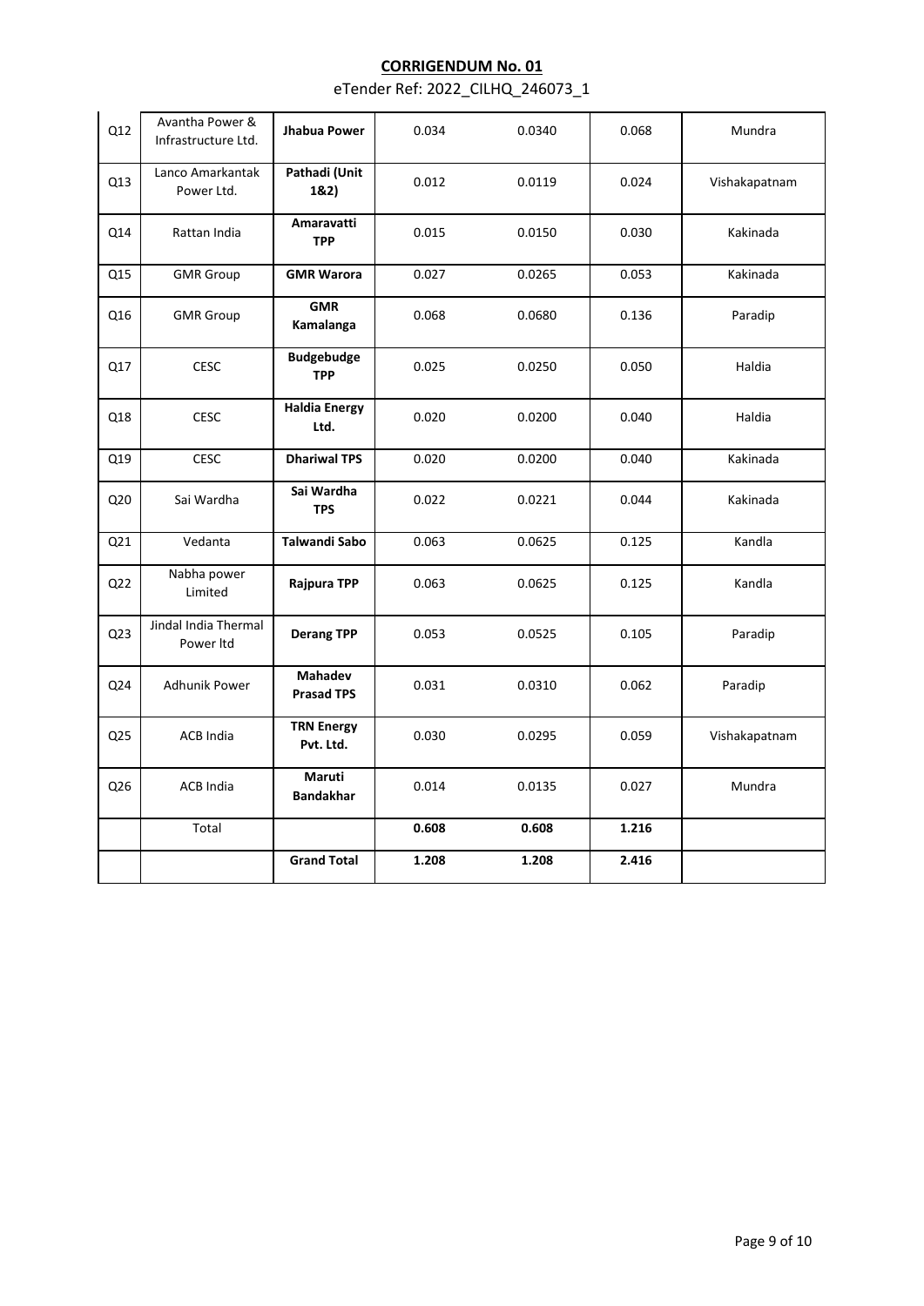**CORRIGENDUM No. 01**

eTender Ref: 2022_CILHQ_246073_1

| | | | | | | |
|---|---|---|---|---|---|---|
| Q12 | Avantha Power & Infrastructure Ltd. | **Jhabua Power** | 0.034 | 0.0340 | 0.068 | Mundra |
| Q13 | Lanco Amarkantak Power Ltd. | **Pathadi (Unit 1&2)** | 0.012 | 0.0119 | 0.024 | Vishakapatnam |
| Q14 | Rattan India | **Amaravatti TPP** | 0.015 | 0.0150 | 0.030 | Kakinada |
| Q15 | GMR Group | **GMR Warora** | 0.027 | 0.0265 | 0.053 | Kakinada |
| Q16 | GMR Group | **GMR Kamalanga** | 0.068 | 0.0680 | 0.136 | Paradip |
| Q17 | CESC | **Budgebudge TPP** | 0.025 | 0.0250 | 0.050 | Haldia |
| Q18 | CESC | **Haldia Energy Ltd.** | 0.020 | 0.0200 | 0.040 | Haldia |
| Q19 | CESC | **Dhariwal TPS** | 0.020 | 0.0200 | 0.040 | Kakinada |
| Q20 | Sai Wardha | **Sai Wardha TPS** | 0.022 | 0.0221 | 0.044 | Kakinada |
| Q21 | Vedanta | **Talwandi Sabo** | 0.063 | 0.0625 | 0.125 | Kandla |
| Q22 | Nabha power Limited | **Rajpura TPP** | 0.063 | 0.0625 | 0.125 | Kandla |
| Q23 | Jindal India Thermal Power ltd | **Derang TPP** | 0.053 | 0.0525 | 0.105 | Paradip |
| Q24 | Adhunik Power | **Mahadev Prasad TPS** | 0.031 | 0.0310 | 0.062 | Paradip |
| Q25 | ACB India | **TRN Energy Pvt. Ltd.** | 0.030 | 0.0295 | 0.059 | Vishakapatnam |
| Q26 | ACB India | **Maruti Bandakhar** | 0.014 | 0.0135 | 0.027 | Mundra |
| | Total | | **0.608** | **0.608** | **1.216** | |
| | | **Grand Total** | **1.208** | **1.208** | **2.416** | |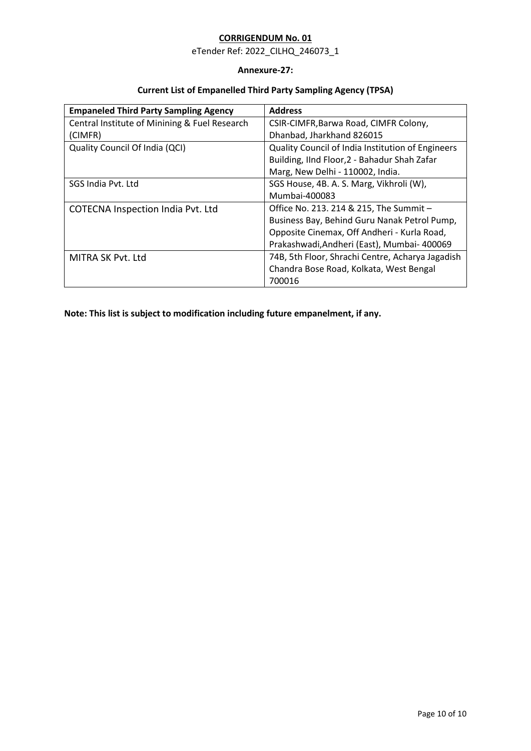**CORRIGENDUM No. 01**

eTender Ref: 2022_CILHQ_246073_1

**Annexure-27:**

**Current List of Empanelled Third Party Sampling Agency (TPSA)**

| **Empaneled Third Party Sampling Agency** | **Address** |
|---|---|
| Central Institute of Minining & Fuel Research (CIMFR) | CSIR-CIMFR,Barwa Road, CIMFR Colony, Dhanbad, Jharkhand 826015 |
| Quality Council Of India (QCI) | Quality Council of India Institution of Engineers Building, IInd Floor,2 - Bahadur Shah Zafar Marg, New Delhi - 110002, India. |
| SGS India Pvt. Ltd | SGS House, 4B. A. S. Marg, Vikhroli (W), Mumbai-400083 |
| COTECNA Inspection India Pvt. Ltd | Office No. 213. 214 & 215, The Summit – Business Bay, Behind Guru Nanak Petrol Pump, Opposite Cinemax, Off Andheri - Kurla Road, Prakashwadi,Andheri (East), Mumbai- 400069 |
| MITRA SK Pvt. Ltd | 74B, 5th Floor, Shrachi Centre, Acharya Jagadish Chandra Bose Road, Kolkata, West Bengal 700016 |

**Note: This list is subject to modification including future empanelment, if any.**